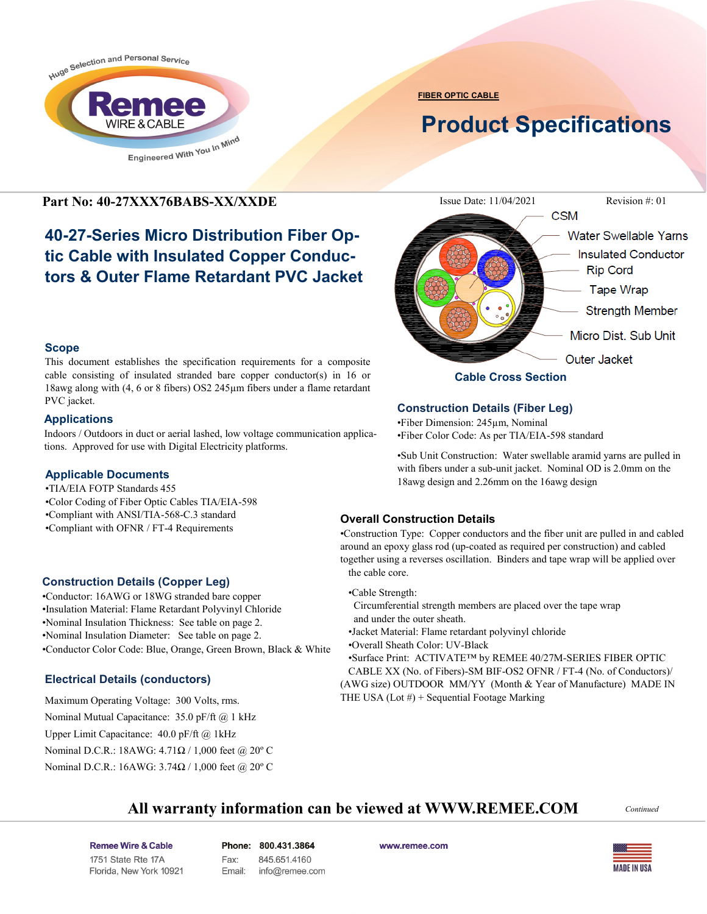FIBER OPTIC CABLE

# Product Specifications

**Part No: 40-27XXX76BABS-XX/XXDE**

Issue Date: 11/04/2021 Revision #: 01

## 40-27-Series Micro Distribution Fiber Optic Cable with Insulated Copper Conductors & Outer Flame Retardant PVC Jacket

### Scope

This document establishes the specification requirements for a composite cable consisting of insulated stranded bare copper conductor(s) in 16 or 18awg along with (4, 6 or 8 fibers) OS2 245µm fibers under a flame retardant PVC jacket.

### Applications

Indoors / Outdoors in duct or aerial lashed, low voltage communication applications. Approved for use with Digital Electricity platforms.

### Applicable Documents

- TIA/EIA FOTP Standards 455
- Color Coding of Fiber Optic Cables TIA/EIA-598
- Compliant with ANSI/TIA-568-C.3 standard
- Compliant with OFNR / FT-4 Requirements

### Construction Details (Copper Leg)

- Conductor: 16AWG or 18WG stranded bare copper
- Insulation Material: Flame Retardant Polyvinyl Chloride
- Nominal Insulation Thickness: See table on page 2.
- Nominal Insulation Diameter: See table on page 2.
- Conductor Color Code: Blue, Orange, Green Brown, Black & White

### Electrical Details (conductors)

Maximum Operating Voltage: 300 Volts, rms.

Nominal Mutual Capacitance: 35.0 pF/ft @ 1 kHz

Upper Limit Capacitance: 40.0 pF/ft @ 1kHz

Nominal D.C.R.: 18AWG: 4.71Ω / 1,000 feet @ 20º C

Nominal D.C.R.: 16AWG: 3.74Ω / 1,000 feet @ 20º C

CSM

Water Swellable Yarns

Insulated Conductor

Rip Cord

Tape Wrap

Strength Member

Micro Dist. Sub Unit

Outer Jacket

**Cable Cross Section**

### Construction Details (Fiber Leg)

- Fiber Dimension: 245µm, Nominal
- Fiber Color Code: As per TIA/EIA-598 standard
- Sub Unit Construction: Water swellable aramid yarns are pulled in with fibers under a sub-unit jacket. Nominal OD is 2.0mm on the 18awg design and 2.26mm on the 16awg design

### Overall Construction Details

- Construction Type: Copper conductors and the fiber unit are pulled in and cabled around an epoxy glass rod (up-coated as required per construction) and cabled together using a reverses oscillation. Binders and tape wrap will be applied over the cable core.
- Cable Strength: Circumferential strength members are placed over the tape wrap and under the outer sheath.
- Jacket Material: Flame retardant polyvinyl chloride
- Overall Sheath Color: UV-Black
- Surface Print: ACTIVATE™ by REMEE 40/27M-SERIES FIBER OPTIC CABLE XX (No. of Fibers)-SM BIF-OS2 OFNR / FT-4 (No. of Conductors)/(AWG size) OUTDOOR MM/YY (Month & Year of Manufacture) MADE IN THE USA (Lot #) + Sequential Footage Marking

**All warranty information can be viewed at WWW.REMEE.COM**

*Continued*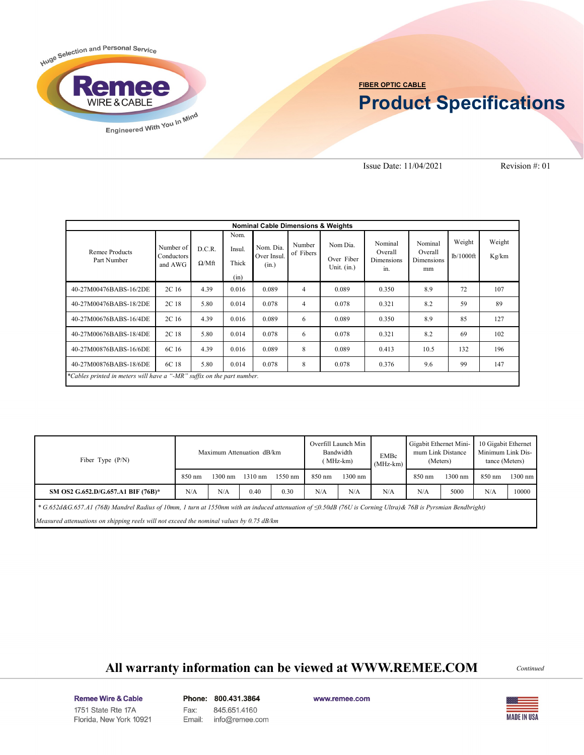**FIBER OPTIC CABLE**

# Product Specifications

Issue Date: 11/04/2021 Revision #: 01

| Nominal Cable Dimensions & Weights | | | | | | | | | | |
|---|---|---|---|---|---|---|---|---|---|---|
| Remee Products Part Number | Number of Conductors and AWG | D.C.R. Ω/Mft | Nom. Insul. Thick (in) | Nom. Dia. Over Insul. (in.) | Number of Fibers | Nom Dia. Over Fiber Unit. (in.) | Nominal Overall Dimensions in. | Nominal Overall Dimensions mm | Weight lb/1000ft | Weight Kg/km |
| 40-27M00476BABS-16/2DE | 2C 16 | 4.39 | 0.016 | 0.089 | 4 | 0.089 | 0.350 | 8.9 | 72 | 107 |
| 40-27M00476BABS-18/2DE | 2C 18 | 5.80 | 0.014 | 0.078 | 4 | 0.078 | 0.321 | 8.2 | 59 | 89 |
| 40-27M00676BABS-16/4DE | 2C 16 | 4.39 | 0.016 | 0.089 | 6 | 0.089 | 0.350 | 8.9 | 85 | 127 |
| 40-27M00676BABS-18/4DE | 2C 18 | 5.80 | 0.014 | 0.078 | 6 | 0.078 | 0.321 | 8.2 | 69 | 102 |
| 40-27M00876BABS-16/6DE | 6C 16 | 4.39 | 0.016 | 0.089 | 8 | 0.089 | 0.413 | 10.5 | 132 | 196 |
| 40-27M00876BABS-18/6DE | 6C 18 | 5.80 | 0.014 | 0.078 | 8 | 0.078 | 0.376 | 9.6 | 99 | 147 |

*\*Cables printed in meters will have a "-MR" suffix on the part number.*

| Fiber Type (P/N) | Maximum Attenuation dB/km | | | | Overfill Launch Min Bandwidth (MHz-km) | | EMBc (MHz-km) | Gigabit Ethernet Minimum Link Distance (Meters) | | 10 Gigabit Ethernet Minimum Link Distance (Meters) | |
|---|---|---|---|---|---|---|---|---|---|---|---|
| | 850 nm | 1300 nm | 1310 nm | 1550 nm | 850 nm | 1300 nm | | 850 nm | 1300 nm | 850 nm | 1300 nm |
| **SM OS2 G.652.D/G.657.A1 BIF (76B)\*** | N/A | N/A | 0.40 | 0.30 | N/A | N/A | N/A | N/A | 5000 | N/A | 10000 |

*\* G.652d&G.657.A1 (76B) Mandrel Radius of 10mm, 1 turn at 1550nm with an induced attenuation of ≤0.50dB (76U is Corning Ultra)& 76B is Pyrsmian Bendbright)*

*Measured attenuations on shipping reels will not exceed the nominal values by 0.75 dB/km*

**All warranty information can be viewed at WWW.REMEE.COM**

*Continued*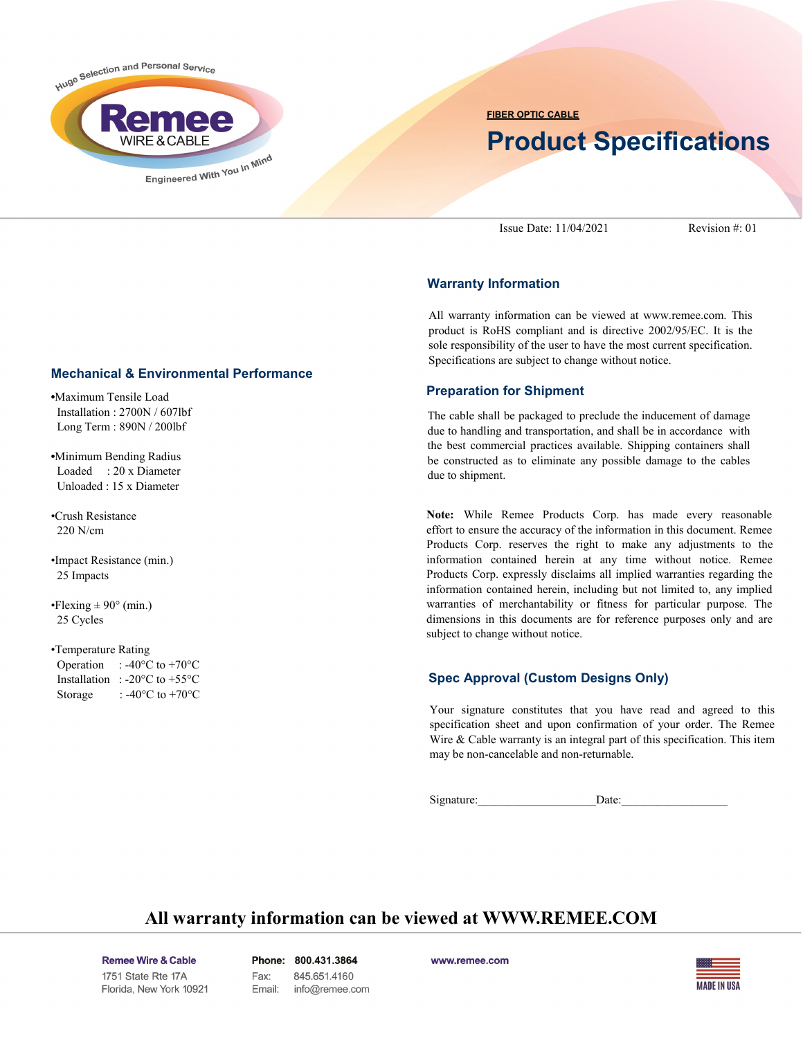FIBER OPTIC CABLE

# Product Specifications

Issue Date: 11/04/2021 Revision #: 01

## Mechanical & Environmental Performance

•Maximum Tensile Load
Installation : 2700N / 607lbf
Long Term : 890N / 200lbf

•Minimum Bending Radius
Loaded : 20 x Diameter
Unloaded : 15 x Diameter

•Crush Resistance
220 N/cm

•Impact Resistance (min.)
25 Impacts

•Flexing ± 90° (min.)
25 Cycles

•Temperature Rating
Operation : -40°C to +70°C
Installation : -20°C to +55°C
Storage : -40°C to +70°C

## Warranty Information

All warranty information can be viewed at www.remee.com. This product is RoHS compliant and is directive 2002/95/EC. It is the sole responsibility of the user to have the most current specification. Specifications are subject to change without notice.

## Preparation for Shipment

The cable shall be packaged to preclude the inducement of damage due to handling and transportation, and shall be in accordance with the best commercial practices available. Shipping containers shall be constructed as to eliminate any possible damage to the cables due to shipment.

**Note:** While Remee Products Corp. has made every reasonable effort to ensure the accuracy of the information in this document. Remee Products Corp. reserves the right to make any adjustments to the information contained herein at any time without notice. Remee Products Corp. expressly disclaims all implied warranties regarding the information contained herein, including but not limited to, any implied warranties of merchantability or fitness for particular purpose. The dimensions in this documents are for reference purposes only and are subject to change without notice.

## Spec Approval (Custom Designs Only)

Your signature constitutes that you have read and agreed to this specification sheet and upon confirmation of your order. The Remee Wire & Cable warranty is an integral part of this specification. This item may be non-cancelable and non-returnable.

Signature:___________________ Date:_________________

**All warranty information can be viewed at WWW.REMEE.COM**

Remee Wire & Cable
1751 State Rte 17A
Florida, New York 10921

Phone: 800.431.3864
Fax: 845.651.4160
Email: info@remee.com

www.remee.com

MADE IN USA